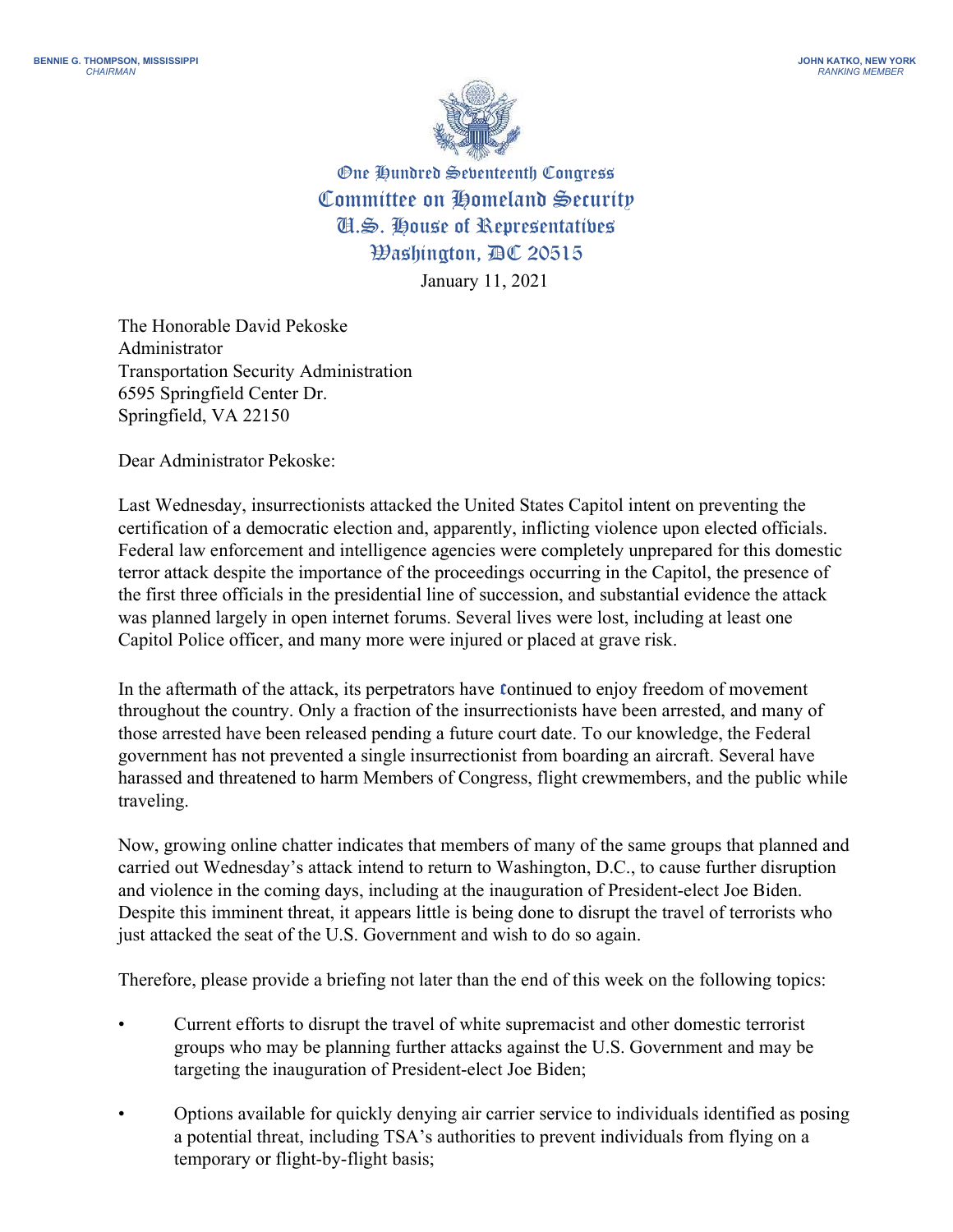BENNIE G. THOMPSON, MISSISSIPPI
*CHAIRMAN*

JOHN KATKO, NEW YORK
*RANKING MEMBER*

One Hundred Seventeenth Congress
Committee on Homeland Security
U.S. House of Representatives
Washington, DC 20515

January 11, 2021

The Honorable David Pekoske
Administrator
Transportation Security Administration
6595 Springfield Center Dr.
Springfield, VA 22150

Dear Administrator Pekoske:

Last Wednesday, insurrectionists attacked the United States Capitol intent on preventing the certification of a democratic election and, apparently, inflicting violence upon elected officials. Federal law enforcement and intelligence agencies were completely unprepared for this domestic terror attack despite the importance of the proceedings occurring in the Capitol, the presence of the first three officials in the presidential line of succession, and substantial evidence the attack was planned largely in open internet forums. Several lives were lost, including at least one Capitol Police officer, and many more were injured or placed at grave risk.

In the aftermath of the attack, its perpetrators have continued to enjoy freedom of movement throughout the country. Only a fraction of the insurrectionists have been arrested, and many of those arrested have been released pending a future court date. To our knowledge, the Federal government has not prevented a single insurrectionist from boarding an aircraft. Several have harassed and threatened to harm Members of Congress, flight crewmembers, and the public while traveling.

Now, growing online chatter indicates that members of many of the same groups that planned and carried out Wednesday's attack intend to return to Washington, D.C., to cause further disruption and violence in the coming days, including at the inauguration of President-elect Joe Biden. Despite this imminent threat, it appears little is being done to disrupt the travel of terrorists who just attacked the seat of the U.S. Government and wish to do so again.

Therefore, please provide a briefing not later than the end of this week on the following topics:

- Current efforts to disrupt the travel of white supremacist and other domestic terrorist groups who may be planning further attacks against the U.S. Government and may be targeting the inauguration of President-elect Joe Biden;
- Options available for quickly denying air carrier service to individuals identified as posing a potential threat, including TSA's authorities to prevent individuals from flying on a temporary or flight-by-flight basis;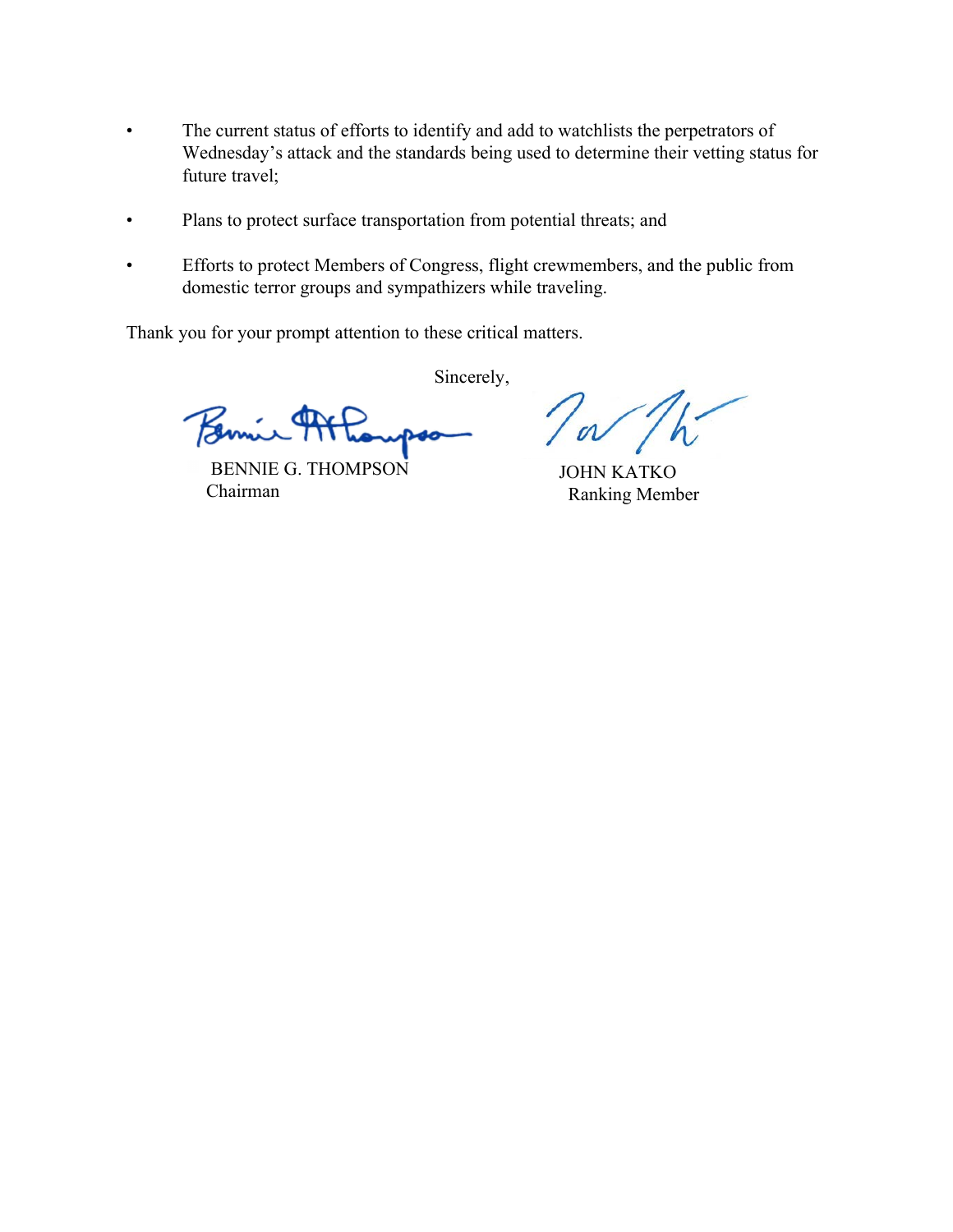- The current status of efforts to identify and add to watchlists the perpetrators of Wednesday's attack and the standards being used to determine their vetting status for future travel;

- Plans to protect surface transportation from potential threats; and

- Efforts to protect Members of Congress, flight crewmembers, and the public from domestic terror groups and sympathizers while traveling.

Thank you for your prompt attention to these critical matters.

Sincerely,

BENNIE G. THOMPSON
Chairman

JOHN KATKO
Ranking Member